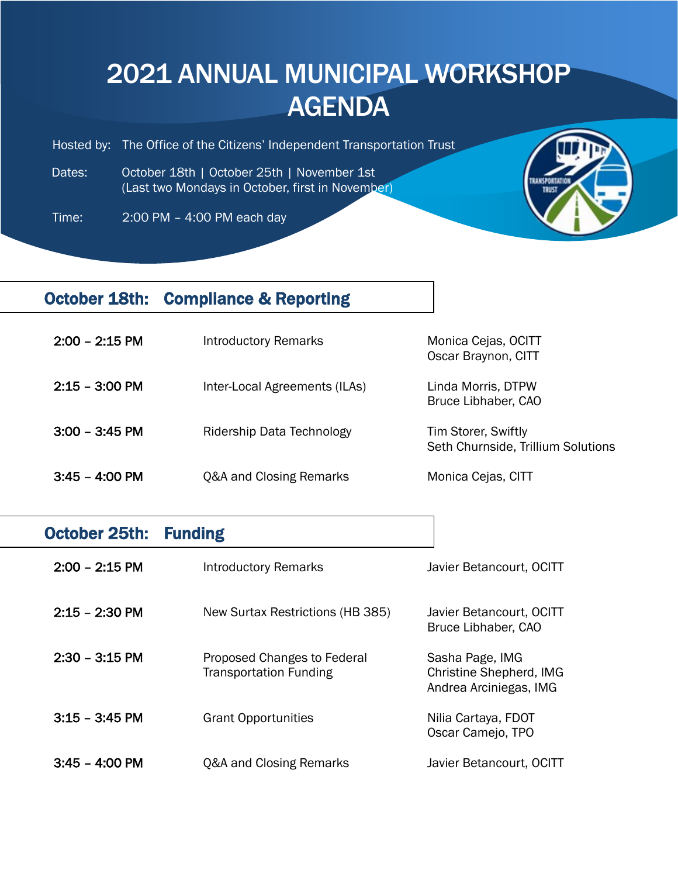# 2021 ANNUAL MUNICIPAL WORKSHOP AGENDA

Hosted by: The Office of the Citizens' Independent Transportation Trust

Dates: October 18th | October 25th | November 1st
(Last two Mondays in October, first in November)

Time: 2:00 PM – 4:00 PM each day

## October 18th: Compliance & Reporting

| Time | Session | Speakers |
|---|---|---|
| **2:00 – 2:15 PM** | Introductory Remarks | Monica Cejas, OCITT<br>Oscar Braynon, CITT |
| **2:15 – 3:00 PM** | Inter-Local Agreements (ILAs) | Linda Morris, DTPW<br>Bruce Libhaber, CAO |
| **3:00 – 3:45 PM** | Ridership Data Technology | Tim Storer, Swiftly<br>Seth Churnside, Trillium Solutions |
| **3:45 – 4:00 PM** | Q&A and Closing Remarks | Monica Cejas, CITT |

## October 25th: Funding

| Time | Session | Speakers |
|---|---|---|
| **2:00 – 2:15 PM** | Introductory Remarks | Javier Betancourt, OCITT |
| **2:15 – 2:30 PM** | New Surtax Restrictions (HB 385) | Javier Betancourt, OCITT<br>Bruce Libhaber, CAO |
| **2:30 – 3:15 PM** | Proposed Changes to Federal Transportation Funding | Sasha Page, IMG<br>Christine Shepherd, IMG<br>Andrea Arciniegas, IMG |
| **3:15 – 3:45 PM** | Grant Opportunities | Nilia Cartaya, FDOT<br>Oscar Camejo, TPO |
| **3:45 – 4:00 PM** | Q&A and Closing Remarks | Javier Betancourt, OCITT |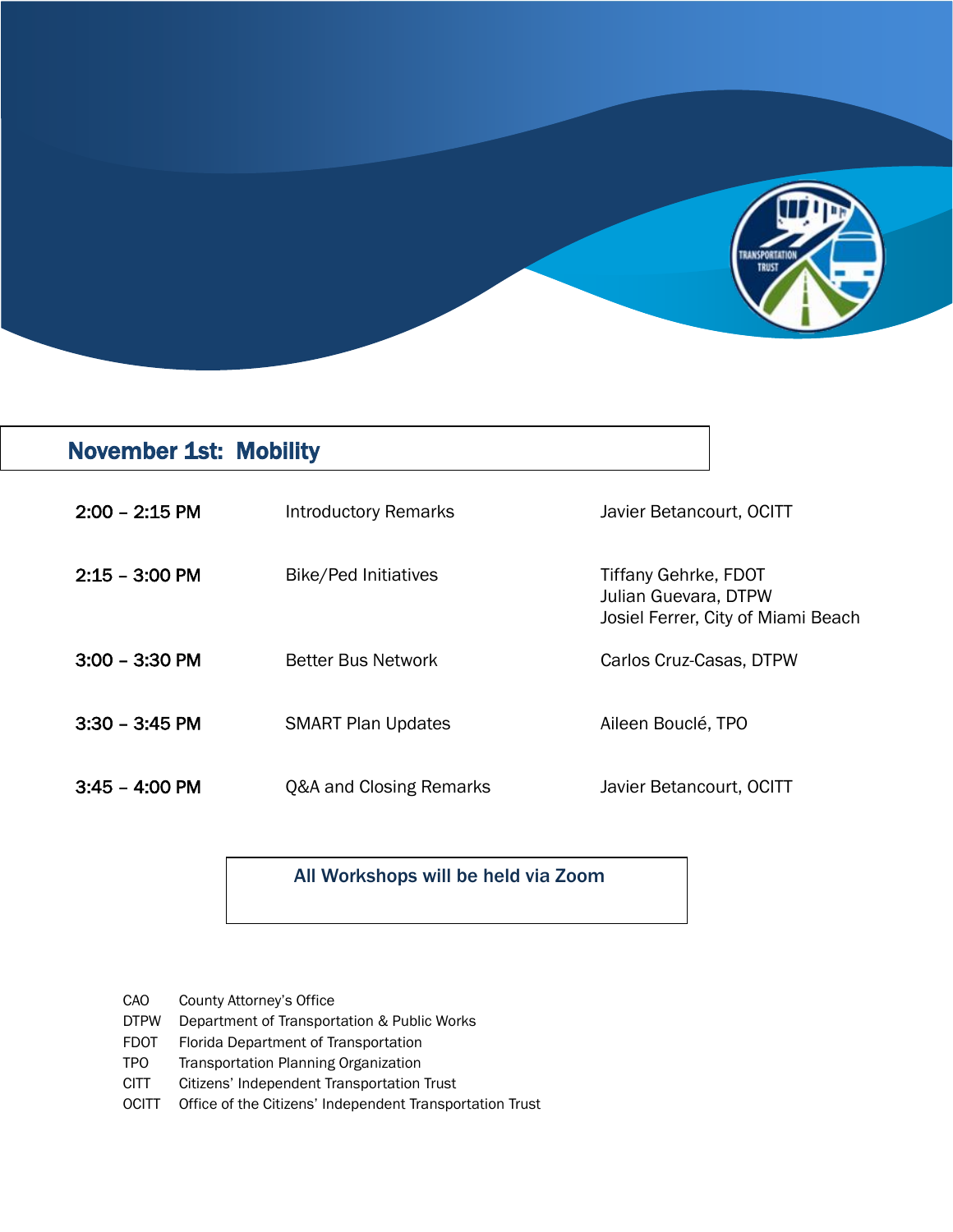## November 1st: Mobility

| | | |
|---|---|---|
| 2:00 – 2:15 PM | Introductory Remarks | Javier Betancourt, OCITT |
| 2:15 – 3:00 PM | Bike/Ped Initiatives | Tiffany Gehrke, FDOT<br>Julian Guevara, DTPW<br>Josiel Ferrer, City of Miami Beach |
| 3:00 – 3:30 PM | Better Bus Network | Carlos Cruz-Casas, DTPW |
| 3:30 – 3:45 PM | SMART Plan Updates | Aileen Bouclé, TPO |
| 3:45 – 4:00 PM | Q&A and Closing Remarks | Javier Betancourt, OCITT |

**All Workshops will be held via Zoom**

| | |
|---|---|
| CAO | County Attorney's Office |
| DTPW | Department of Transportation & Public Works |
| FDOT | Florida Department of Transportation |
| TPO | Transportation Planning Organization |
| CITT | Citizens' Independent Transportation Trust |
| OCITT | Office of the Citizens' Independent Transportation Trust |